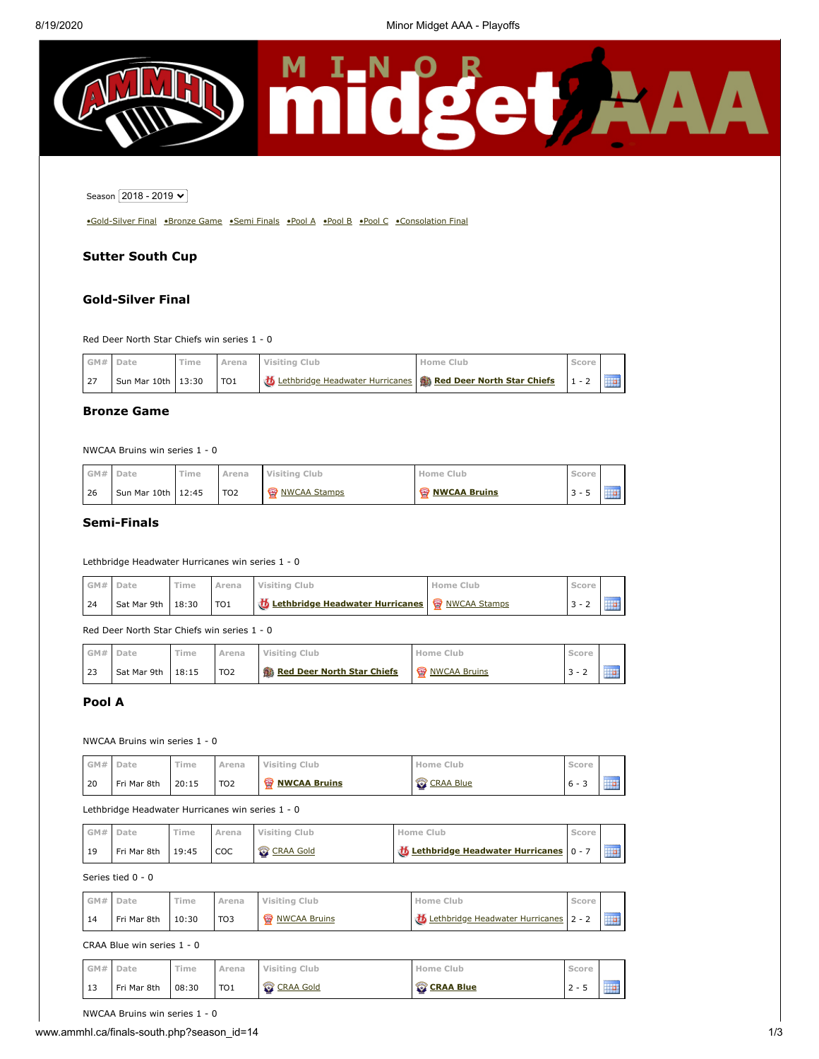Season 2018 - 2019

•Gold-Silver Final •Bronze Game •Semi Finals •Pool A •Pool B •Pool C •Consolation Final

## Sutter South Cup

## Gold-Silver Final

Red Deer North Star Chiefs win series 1 - 0

| GM# | Date | Time | Arena | Visiting Club | Home Club | Score | |
|---|---|---|---|---|---|---|---|
| 27 | Sun Mar 10th | 13:30 | TO1 | Lethbridge Headwater Hurricanes | **Red Deer North Star Chiefs** | 1 - 2 | |

## Bronze Game

NWCAA Bruins win series 1 - 0

| GM# | Date | Time | Arena | Visiting Club | Home Club | Score | |
|---|---|---|---|---|---|---|---|
| 26 | Sun Mar 10th | 12:45 | TO2 | NWCAA Stamps | **NWCAA Bruins** | 3 - 5 | |

## Semi-Finals

Lethbridge Headwater Hurricanes win series 1 - 0

| GM# | Date | Time | Arena | Visiting Club | Home Club | Score | |
|---|---|---|---|---|---|---|---|
| 24 | Sat Mar 9th | 18:30 | TO1 | **Lethbridge Headwater Hurricanes** | NWCAA Stamps | 3 - 2 | |

Red Deer North Star Chiefs win series 1 - 0

| GM# | Date | Time | Arena | Visiting Club | Home Club | Score | |
|---|---|---|---|---|---|---|---|
| 23 | Sat Mar 9th | 18:15 | TO2 | **Red Deer North Star Chiefs** | NWCAA Bruins | 3 - 2 | |

## Pool A

NWCAA Bruins win series 1 - 0

| GM# | Date | Time | Arena | Visiting Club | Home Club | Score | |
|---|---|---|---|---|---|---|---|
| 20 | Fri Mar 8th | 20:15 | TO2 | **NWCAA Bruins** | CRAA Blue | 6 - 3 | |

Lethbridge Headwater Hurricanes win series 1 - 0

| GM# | Date | Time | Arena | Visiting Club | Home Club | Score | |
|---|---|---|---|---|---|---|---|
| 19 | Fri Mar 8th | 19:45 | COC | CRAA Gold | **Lethbridge Headwater Hurricanes** | 0 - 7 | |

Series tied 0 - 0

| GM# | Date | Time | Arena | Visiting Club | Home Club | Score | |
|---|---|---|---|---|---|---|---|
| 14 | Fri Mar 8th | 10:30 | TO3 | NWCAA Bruins | Lethbridge Headwater Hurricanes | 2 - 2 | |

CRAA Blue win series 1 - 0

| GM# | Date | Time | Arena | Visiting Club | Home Club | Score | |
|---|---|---|---|---|---|---|---|
| 13 | Fri Mar 8th | 08:30 | TO1 | CRAA Gold | **CRAA Blue** | 2 - 5 | |

NWCAA Bruins win series 1 - 0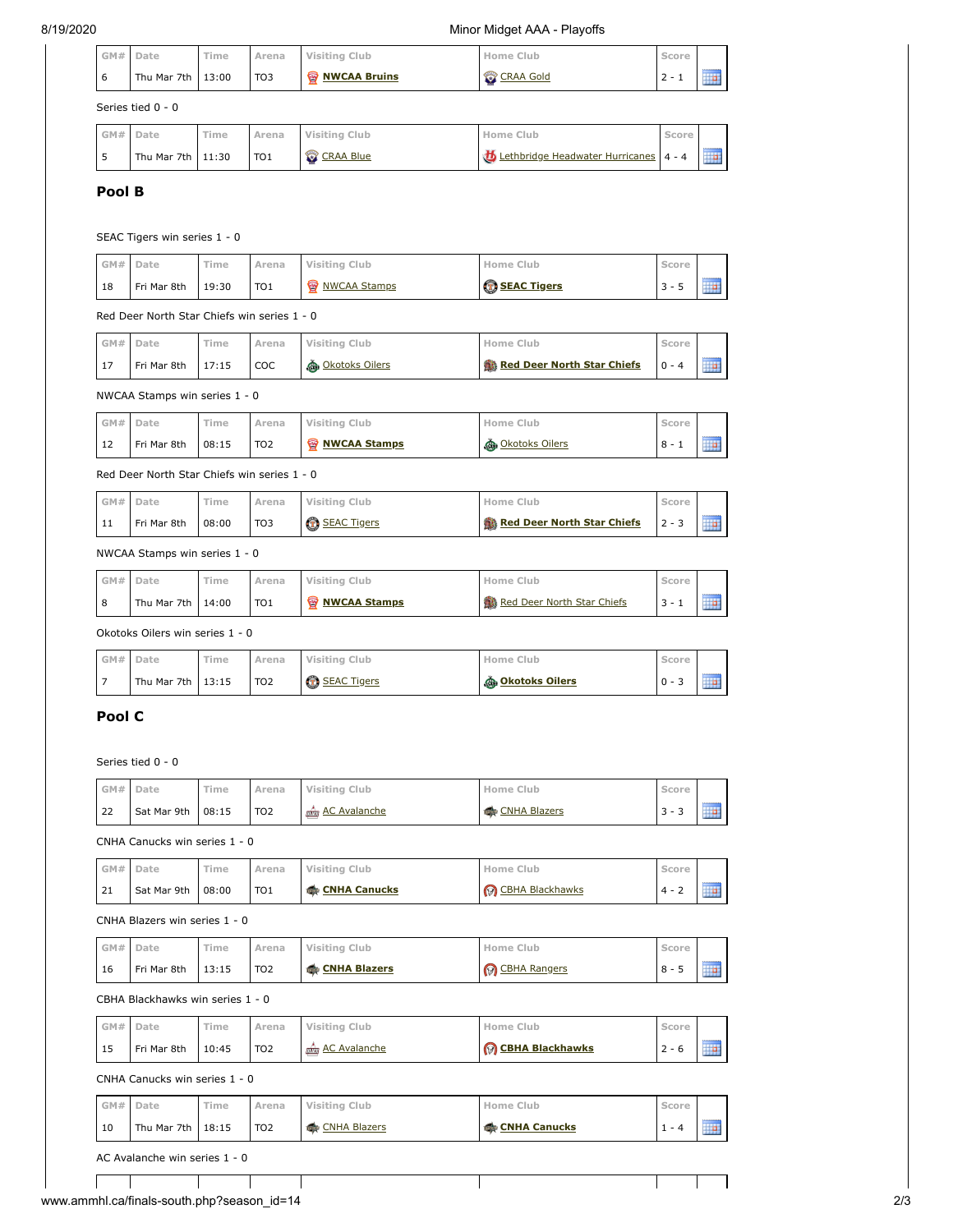| GM# | Date | Time | Arena | Visiting Club | Home Club | Score | |
|---|---|---|---|---|---|---|---|
| 6 | Thu Mar 7th | 13:00 | TO3 | **NWCAA Bruins** | CRAA Gold | 2 - 1 | |

Series tied 0 - 0

| GM# | Date | Time | Arena | Visiting Club | Home Club | Score | |
|---|---|---|---|---|---|---|---|
| 5 | Thu Mar 7th | 11:30 | TO1 | CRAA Blue | Lethbridge Headwater Hurricanes | 4 - 4 | |

## Pool B

SEAC Tigers win series 1 - 0

| GM# | Date | Time | Arena | Visiting Club | Home Club | Score | |
|---|---|---|---|---|---|---|---|
| 18 | Fri Mar 8th | 19:30 | TO1 | NWCAA Stamps | **SEAC Tigers** | 3 - 5 | |

Red Deer North Star Chiefs win series 1 - 0

| GM# | Date | Time | Arena | Visiting Club | Home Club | Score | |
|---|---|---|---|---|---|---|---|
| 17 | Fri Mar 8th | 17:15 | COC | Okotoks Oilers | **Red Deer North Star Chiefs** | 0 - 4 | |

NWCAA Stamps win series 1 - 0

| GM# | Date | Time | Arena | Visiting Club | Home Club | Score | |
|---|---|---|---|---|---|---|---|
| 12 | Fri Mar 8th | 08:15 | TO2 | **NWCAA Stamps** | Okotoks Oilers | 8 - 1 | |

Red Deer North Star Chiefs win series 1 - 0

| GM# | Date | Time | Arena | Visiting Club | Home Club | Score | |
|---|---|---|---|---|---|---|---|
| 11 | Fri Mar 8th | 08:00 | TO3 | SEAC Tigers | **Red Deer North Star Chiefs** | 2 - 3 | |

NWCAA Stamps win series 1 - 0

| GM# | Date | Time | Arena | Visiting Club | Home Club | Score | |
|---|---|---|---|---|---|---|---|
| 8 | Thu Mar 7th | 14:00 | TO1 | **NWCAA Stamps** | Red Deer North Star Chiefs | 3 - 1 | |

Okotoks Oilers win series 1 - 0

| GM# | Date | Time | Arena | Visiting Club | Home Club | Score | |
|---|---|---|---|---|---|---|---|
| 7 | Thu Mar 7th | 13:15 | TO2 | SEAC Tigers | **Okotoks Oilers** | 0 - 3 | |

## Pool C

Series tied 0 - 0

| GM# | Date | Time | Arena | Visiting Club | Home Club | Score | |
|---|---|---|---|---|---|---|---|
| 22 | Sat Mar 9th | 08:15 | TO2 | AC Avalanche | CNHA Blazers | 3 - 3 | |

CNHA Canucks win series 1 - 0

| GM# | Date | Time | Arena | Visiting Club | Home Club | Score | |
|---|---|---|---|---|---|---|---|
| 21 | Sat Mar 9th | 08:00 | TO1 | **CNHA Canucks** | CBHA Blackhawks | 4 - 2 | |

CNHA Blazers win series 1 - 0

| GM# | Date | Time | Arena | Visiting Club | Home Club | Score | |
|---|---|---|---|---|---|---|---|
| 16 | Fri Mar 8th | 13:15 | TO2 | **CNHA Blazers** | CBHA Rangers | 8 - 5 | |

CBHA Blackhawks win series 1 - 0

| GM# | Date | Time | Arena | Visiting Club | Home Club | Score | |
|---|---|---|---|---|---|---|---|
| 15 | Fri Mar 8th | 10:45 | TO2 | AC Avalanche | **CBHA Blackhawks** | 2 - 6 | |

CNHA Canucks win series 1 - 0

| GM# | Date | Time | Arena | Visiting Club | Home Club | Score | |
|---|---|---|---|---|---|---|---|
| 10 | Thu Mar 7th | 18:15 | TO2 | CNHA Blazers | **CNHA Canucks** | 1 - 4 | |

AC Avalanche win series 1 - 0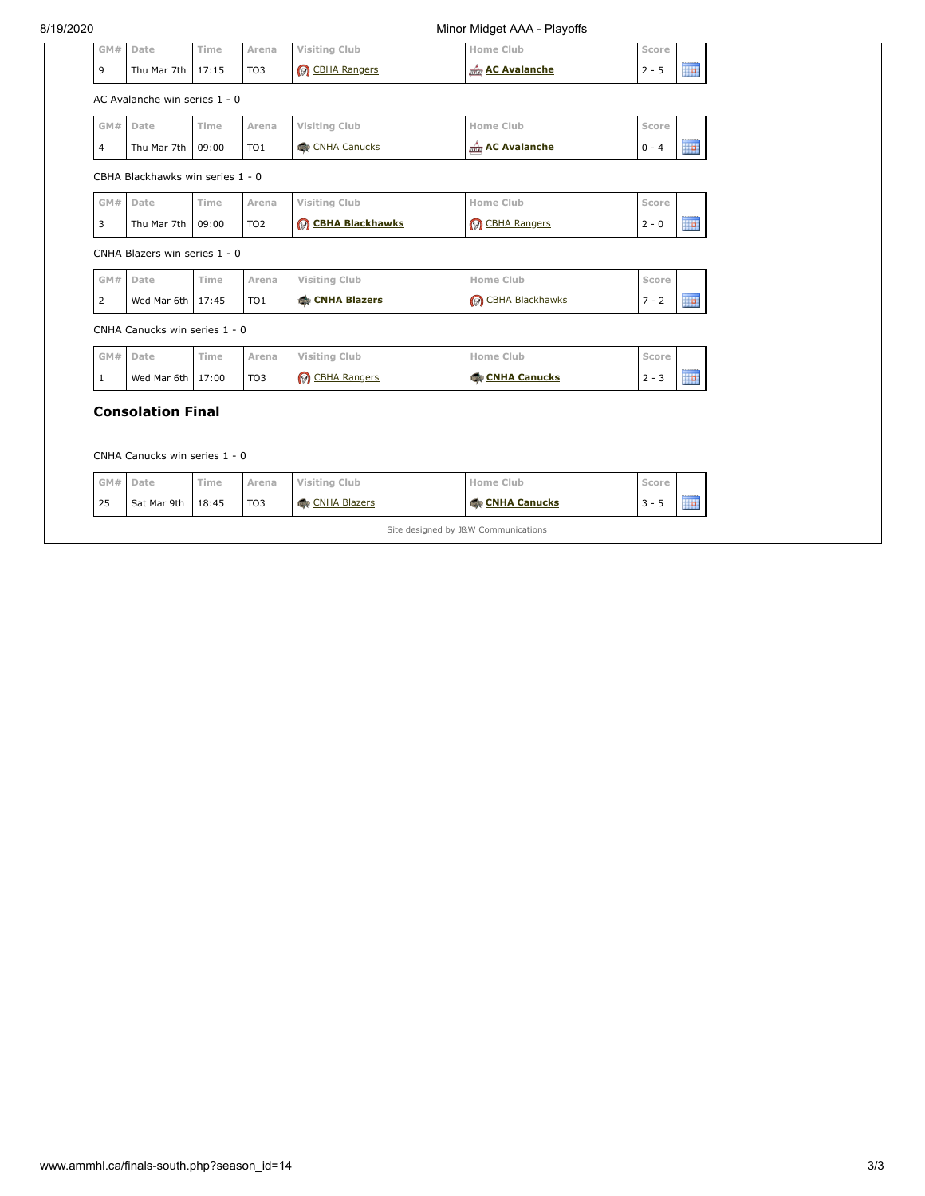| GM# | Date | Time | Arena | Visiting Club | Home Club | Score | |
|---|---|---|---|---|---|---|---|
| 9 | Thu Mar 7th | 17:15 | TO3 | CBHA Rangers | **AC Avalanche** | 2 - 5 | |

AC Avalanche win series 1 - 0

| GM# | Date | Time | Arena | Visiting Club | Home Club | Score | |
|---|---|---|---|---|---|---|---|
| 4 | Thu Mar 7th | 09:00 | TO1 | CNHA Canucks | **AC Avalanche** | 0 - 4 | |

CBHA Blackhawks win series 1 - 0

| GM# | Date | Time | Arena | Visiting Club | Home Club | Score | |
|---|---|---|---|---|---|---|---|
| 3 | Thu Mar 7th | 09:00 | TO2 | **CBHA Blackhawks** | CBHA Rangers | 2 - 0 | |

CNHA Blazers win series 1 - 0

| GM# | Date | Time | Arena | Visiting Club | Home Club | Score | |
|---|---|---|---|---|---|---|---|
| 2 | Wed Mar 6th | 17:45 | TO1 | **CNHA Blazers** | CBHA Blackhawks | 7 - 2 | |

CNHA Canucks win series 1 - 0

| GM# | Date | Time | Arena | Visiting Club | Home Club | Score | |
|---|---|---|---|---|---|---|---|
| 1 | Wed Mar 6th | 17:00 | TO3 | CBHA Rangers | **CNHA Canucks** | 2 - 3 | |

### Consolation Final

CNHA Canucks win series 1 - 0

| GM# | Date | Time | Arena | Visiting Club | Home Club | Score | |
|---|---|---|---|---|---|---|---|
| 25 | Sat Mar 9th | 18:45 | TO3 | CNHA Blazers | **CNHA Canucks** | 3 - 5 | |

Site designed by J&W Communications